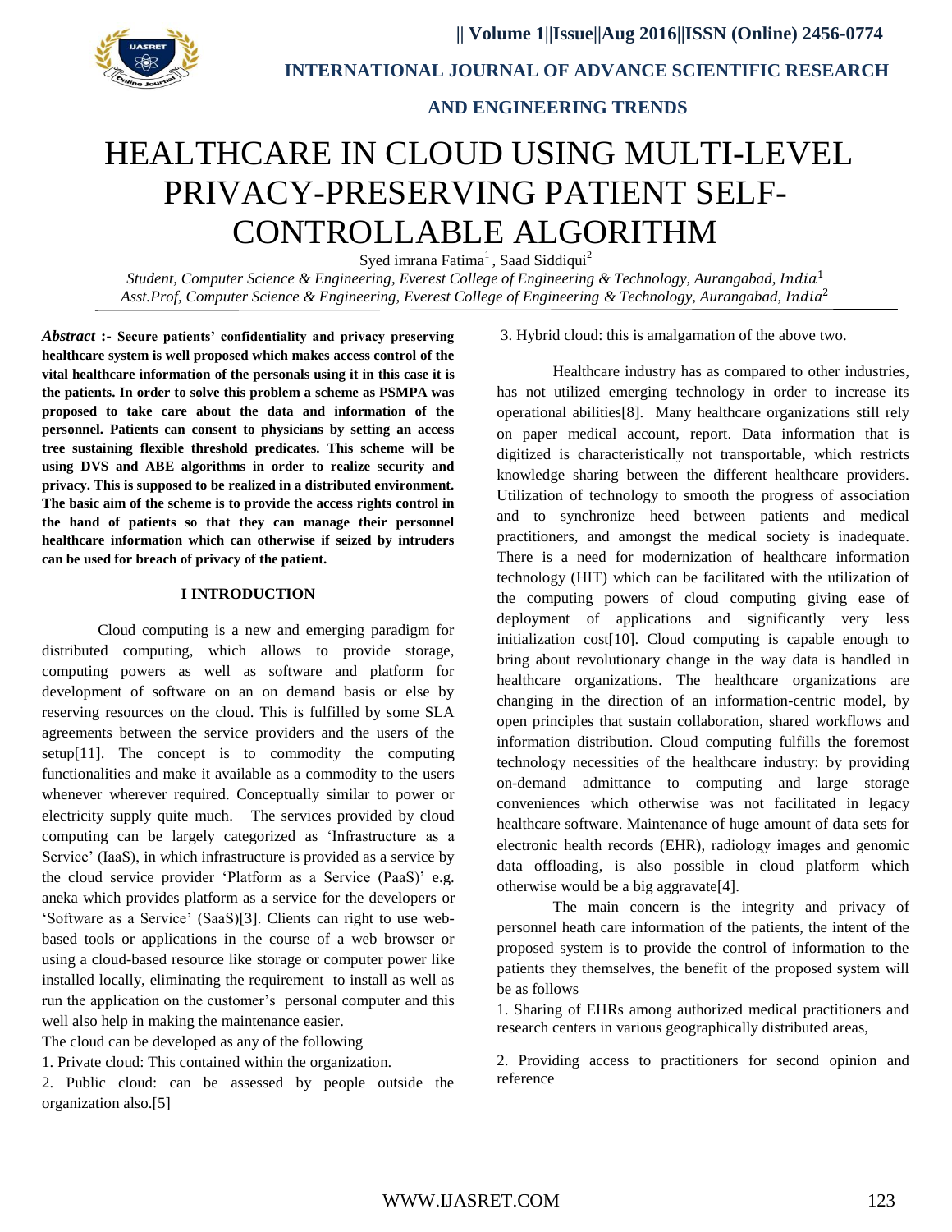# HEALTHCARE IN CLOUD USING MULTI-LEVEL PRIVACY-PRESERVING PATIENT SELF-CONTROLLABLE ALGORITHM

Syed imrana Fatima[1], Saad Siddiqui[2]

*Student, Computer Science & Engineering, Everest College of Engineering & Technology, Aurangabad, India*[1]
*Asst.Prof, Computer Science & Engineering, Everest College of Engineering & Technology, Aurangabad, India*[2]

***Abstract*** **:- Secure patients' confidentiality and privacy preserving healthcare system is well proposed which makes access control of the vital healthcare information of the personals using it in this case it is the patients. In order to solve this problem a scheme as PSMPA was proposed to take care about the data and information of the personnel. Patients can consent to physicians by setting an access tree sustaining flexible threshold predicates. This scheme will be using DVS and ABE algorithms in order to realize security and privacy. This is supposed to be realized in a distributed environment. The basic aim of the scheme is to provide the access rights control in the hand of patients so that they can manage their personnel healthcare information which can otherwise if seized by intruders can be used for breach of privacy of the patient.**

## I INTRODUCTION

Cloud computing is a new and emerging paradigm for distributed computing, which allows to provide storage, computing powers as well as software and platform for development of software on an on demand basis or else by reserving resources on the cloud. This is fulfilled by some SLA agreements between the service providers and the users of the setup[11]. The concept is to commodity the computing functionalities and make it available as a commodity to the users whenever wherever required. Conceptually similar to power or electricity supply quite much. The services provided by cloud computing can be largely categorized as 'Infrastructure as a Service' (IaaS), in which infrastructure is provided as a service by the cloud service provider 'Platform as a Service (PaaS)' e.g. aneka which provides platform as a service for the developers or 'Software as a Service' (SaaS)[3]. Clients can right to use web-based tools or applications in the course of a web browser or using a cloud-based resource like storage or computer power like installed locally, eliminating the requirement to install as well as run the application on the customer's personal computer and this well also help in making the maintenance easier.

The cloud can be developed as any of the following

1. Private cloud: This contained within the organization.
2. Public cloud: can be assessed by people outside the organization also.[5]
3. Hybrid cloud: this is amalgamation of the above two.

Healthcare industry has as compared to other industries, has not utilized emerging technology in order to increase its operational abilities[8]. Many healthcare organizations still rely on paper medical account, report. Data information that is digitized is characteristically not transportable, which restricts knowledge sharing between the different healthcare providers. Utilization of technology to smooth the progress of association and to synchronize heed between patients and medical practitioners, and amongst the medical society is inadequate. There is a need for modernization of healthcare information technology (HIT) which can be facilitated with the utilization of the computing powers of cloud computing giving ease of deployment of applications and significantly very less initialization cost[10]. Cloud computing is capable enough to bring about revolutionary change in the way data is handled in healthcare organizations. The healthcare organizations are changing in the direction of an information-centric model, by open principles that sustain collaboration, shared workflows and information distribution. Cloud computing fulfills the foremost technology necessities of the healthcare industry: by providing on-demand admittance to computing and large storage conveniences which otherwise was not facilitated in legacy healthcare software. Maintenance of huge amount of data sets for electronic health records (EHR), radiology images and genomic data offloading, is also possible in cloud platform which otherwise would be a big aggravate[4].

The main concern is the integrity and privacy of personnel heath care information of the patients, the intent of the proposed system is to provide the control of information to the patients they themselves, the benefit of the proposed system will be as follows

1. Sharing of EHRs among authorized medical practitioners and research centers in various geographically distributed areas,
2. Providing access to practitioners for second opinion and reference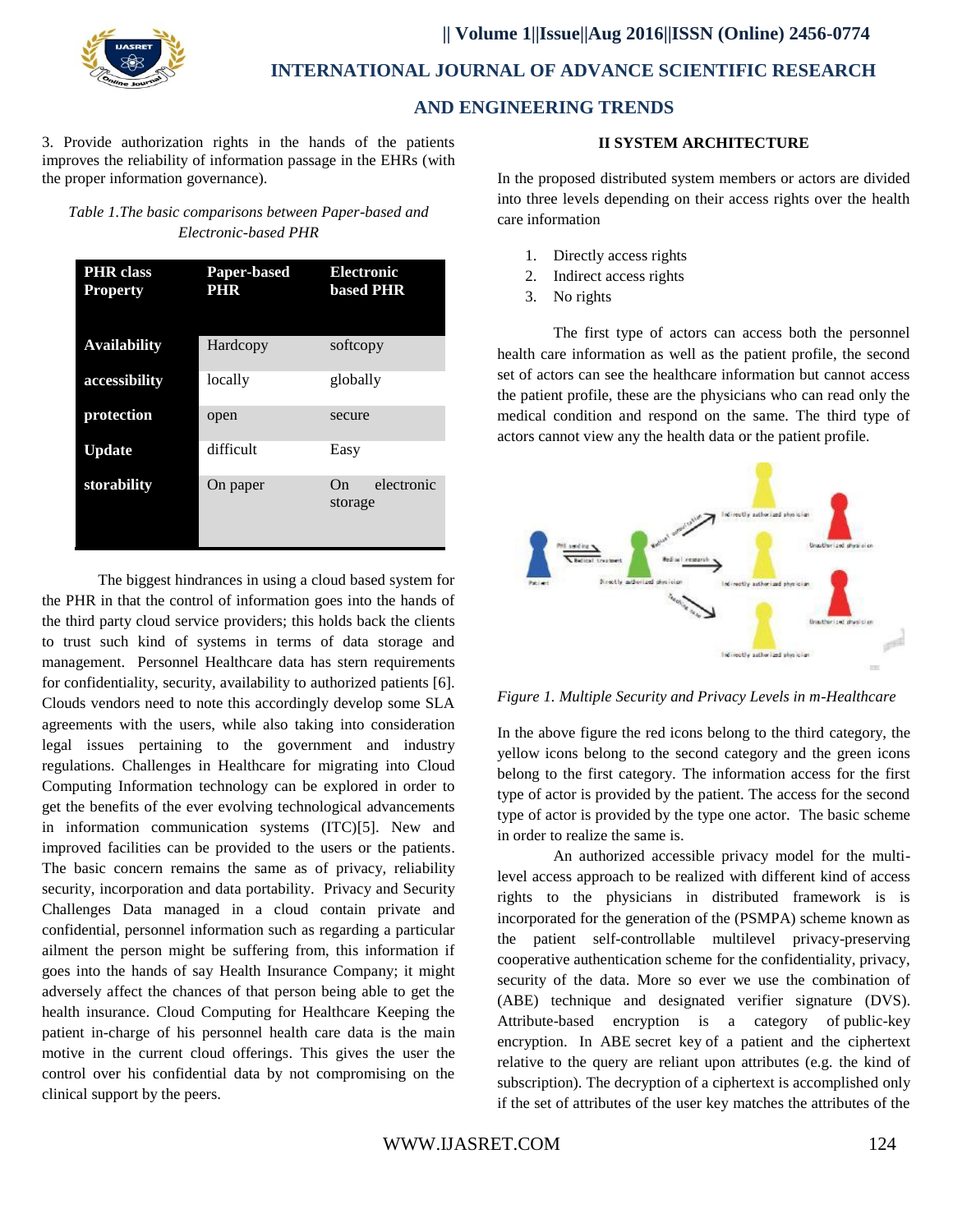3. Provide authorization rights in the hands of the patients improves the reliability of information passage in the EHRs (with the proper information governance).

*Table 1.The basic comparisons between Paper-based and Electronic-based PHR*

| PHR class Property | Paper-based PHR | Electronic based PHR |
|---|---|---|
| **Availability** | Hardcopy | softcopy |
| **accessibility** | locally | globally |
| **protection** | open | secure |
| **Update** | difficult | Easy |
| **storability** | On paper | On electronic storage |

The biggest hindrances in using a cloud based system for the PHR in that the control of information goes into the hands of the third party cloud service providers; this holds back the clients to trust such kind of systems in terms of data storage and management. Personnel Healthcare data has stern requirements for confidentiality, security, availability to authorized patients [6]. Clouds vendors need to note this accordingly develop some SLA agreements with the users, while also taking into consideration legal issues pertaining to the government and industry regulations. Challenges in Healthcare for migrating into Cloud Computing Information technology can be explored in order to get the benefits of the ever evolving technological advancements in information communication systems (ITC)[5]. New and improved facilities can be provided to the users or the patients. The basic concern remains the same as of privacy, reliability security, incorporation and data portability. Privacy and Security Challenges Data managed in a cloud contain private and confidential, personnel information such as regarding a particular ailment the person might be suffering from, this information if goes into the hands of say Health Insurance Company; it might adversely affect the chances of that person being able to get the health insurance. Cloud Computing for Healthcare Keeping the patient in-charge of his personnel health care data is the main motive in the current cloud offerings. This gives the user the control over his confidential data by not compromising on the clinical support by the peers.

## II SYSTEM ARCHITECTURE

In the proposed distributed system members or actors are divided into three levels depending on their access rights over the health care information

1. Directly access rights
2. Indirect access rights
3. No rights

The first type of actors can access both the personnel health care information as well as the patient profile, the second set of actors can see the healthcare information but cannot access the patient profile, these are the physicians who can read only the medical condition and respond on the same. The third type of actors cannot view any the health data or the patient profile.

*Figure 1. Multiple Security and Privacy Levels in m-Healthcare*

In the above figure the red icons belong to the third category, the yellow icons belong to the second category and the green icons belong to the first category. The information access for the first type of actor is provided by the patient. The access for the second type of actor is provided by the type one actor. The basic scheme in order to realize the same is.

An authorized accessible privacy model for the multi-level access approach to be realized with different kind of access rights to the physicians in distributed framework is is incorporated for the generation of the (PSMPA) scheme known as the patient self-controllable multilevel privacy-preserving cooperative authentication scheme for the confidentiality, privacy, security of the data. More so ever we use the combination of (ABE) technique and designated verifier signature (DVS). Attribute-based encryption is a category of public-key encryption. In ABE secret key of a patient and the ciphertext relative to the query are reliant upon attributes (e.g. the kind of subscription). The decryption of a ciphertext is accomplished only if the set of attributes of the user key matches the attributes of the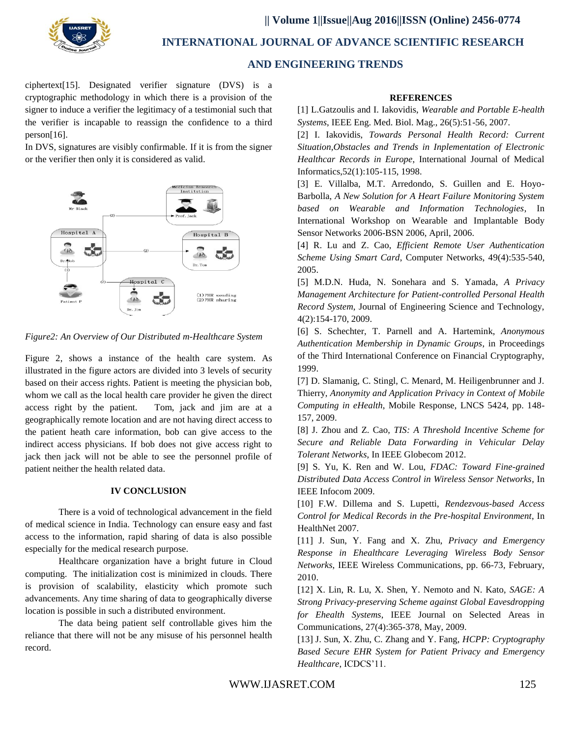ciphertext[15]. Designated verifier signature (DVS) is a cryptographic methodology in which there is a provision of the signer to induce a verifier the legitimacy of a testimonial such that the verifier is incapable to reassign the confidence to a third person[16].

In DVS, signatures are visibly confirmable. If it is from the signer or the verifier then only it is considered as valid.

*Figure2: An Overview of Our Distributed m-Healthcare System*

Figure 2, shows a instance of the health care system. As illustrated in the figure actors are divided into 3 levels of security based on their access rights. Patient is meeting the physician bob, whom we call as the local health care provider he given the direct access right by the patient. Tom, jack and jim are at a geographically remote location and are not having direct access to the patient heath care information, bob can give access to the indirect access physicians. If bob does not give access right to jack then jack will not be able to see the personnel profile of patient neither the health related data.

## IV CONCLUSION

There is a void of technological advancement in the field of medical science in India. Technology can ensure easy and fast access to the information, rapid sharing of data is also possible especially for the medical research purpose.

Healthcare organization have a bright future in Cloud computing. The initialization cost is minimized in clouds. There is provision of scalability, elasticity which promote such advancements. Any time sharing of data to geographically diverse location is possible in such a distributed environment.

The data being patient self controllable gives him the reliance that there will not be any misuse of his personnel health record.

## REFERENCES

[1] L.Gatzoulis and I. Iakovidis, *Wearable and Portable E-health Systems*, IEEE Eng. Med. Biol. Mag., 26(5):51-56, 2007.

[2] I. Iakovidis, *Towards Personal Health Record: Current Situation,Obstacles and Trends in Inplementation of Electronic Healthcar Records in Europe*, International Journal of Medical Informatics,52(1):105-115, 1998.

[3] E. Villalba, M.T. Arredondo, S. Guillen and E. Hoyo-Barbolla, *A New Solution for A Heart Failure Monitoring System based on Wearable and Information Technologies*, In International Workshop on Wearable and Implantable Body Sensor Networks 2006-BSN 2006, April, 2006.

[4] R. Lu and Z. Cao, *Efficient Remote User Authentication Scheme Using Smart Card*, Computer Networks, 49(4):535-540, 2005.

[5] M.D.N. Huda, N. Sonehara and S. Yamada, *A Privacy Management Architecture for Patient-controlled Personal Health Record System*, Journal of Engineering Science and Technology, 4(2):154-170, 2009.

[6] S. Schechter, T. Parnell and A. Hartemink, *Anonymous Authentication Membership in Dynamic Groups*, in Proceedings of the Third International Conference on Financial Cryptography, 1999.

[7] D. Slamanig, C. Stingl, C. Menard, M. Heiligenbrunner and J. Thierry, *Anonymity and Application Privacy in Context of Mobile Computing in eHealth*, Mobile Response, LNCS 5424, pp. 148-157, 2009.

[8] J. Zhou and Z. Cao, *TIS: A Threshold Incentive Scheme for Secure and Reliable Data Forwarding in Vehicular Delay Tolerant Networks*, In IEEE Globecom 2012.

[9] S. Yu, K. Ren and W. Lou, *FDAC: Toward Fine-grained Distributed Data Access Control in Wireless Sensor Networks*, In IEEE Infocom 2009.

[10] F.W. Dillema and S. Lupetti, *Rendezvous-based Access Control for Medical Records in the Pre-hospital Environment*, In HealthNet 2007.

[11] J. Sun, Y. Fang and X. Zhu, *Privacy and Emergency Response in Ehealthcare Leveraging Wireless Body Sensor Networks*, IEEE Wireless Communications, pp. 66-73, February, 2010.

[12] X. Lin, R. Lu, X. Shen, Y. Nemoto and N. Kato, *SAGE: A Strong Privacy-preserving Scheme against Global Eavesdropping for Ehealth Systems*, IEEE Journal on Selected Areas in Communications, 27(4):365-378, May, 2009.

[13] J. Sun, X. Zhu, C. Zhang and Y. Fang, *HCPP: Cryptography Based Secure EHR System for Patient Privacy and Emergency Healthcare*, ICDCS'11.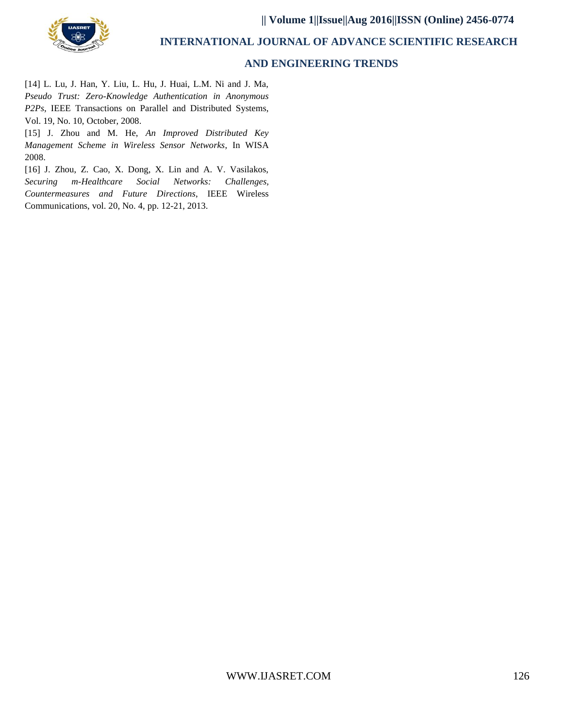[14] L. Lu, J. Han, Y. Liu, L. Hu, J. Huai, L.M. Ni and J. Ma, *Pseudo Trust: Zero-Knowledge Authentication in Anonymous P2Ps*, IEEE Transactions on Parallel and Distributed Systems, Vol. 19, No. 10, October, 2008.

[15] J. Zhou and M. He, *An Improved Distributed Key Management Scheme in Wireless Sensor Networks*, In WISA 2008.

[16] J. Zhou, Z. Cao, X. Dong, X. Lin and A. V. Vasilakos, *Securing m-Healthcare Social Networks: Challenges, Countermeasures and Future Directions*, IEEE Wireless Communications, vol. 20, No. 4, pp. 12-21, 2013.